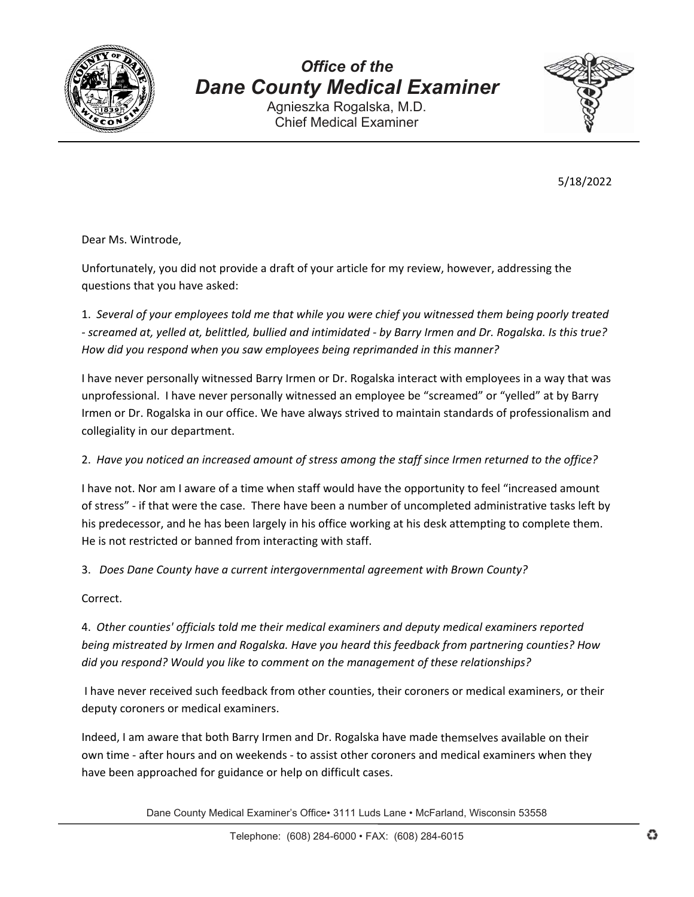# Office of the Dane County Medical Examiner

Agnieszka Rogalska, M.D.
Chief Medical Examiner

---

5/18/2022

Dear Ms. Wintrode,

Unfortunately, you did not provide a draft of your article for my review, however, addressing the questions that you have asked:

1. *Several of your employees told me that while you were chief you witnessed them being poorly treated - screamed at, yelled at, belittled, bullied and intimidated - by Barry Irmen and Dr. Rogalska. Is this true? How did you respond when you saw employees being reprimanded in this manner?*

I have never personally witnessed Barry Irmen or Dr. Rogalska interact with employees in a way that was unprofessional. I have never personally witnessed an employee be "screamed" or "yelled" at by Barry Irmen or Dr. Rogalska in our office. We have always strived to maintain standards of professionalism and collegiality in our department.

2. *Have you noticed an increased amount of stress among the staff since Irmen returned to the office?*

I have not. Nor am I aware of a time when staff would have the opportunity to feel "increased amount of stress" - if that were the case. There have been a number of uncompleted administrative tasks left by his predecessor, and he has been largely in his office working at his desk attempting to complete them. He is not restricted or banned from interacting with staff.

3. *Does Dane County have a current intergovernmental agreement with Brown County?*

Correct.

4. *Other counties' officials told me their medical examiners and deputy medical examiners reported being mistreated by Irmen and Rogalska. Have you heard this feedback from partnering counties? How did you respond? Would you like to comment on the management of these relationships?*

I have never received such feedback from other counties, their coroners or medical examiners, or their deputy coroners or medical examiners.

Indeed, I am aware that both Barry Irmen and Dr. Rogalska have made themselves available on their own time - after hours and on weekends - to assist other coroners and medical examiners when they have been approached for guidance or help on difficult cases.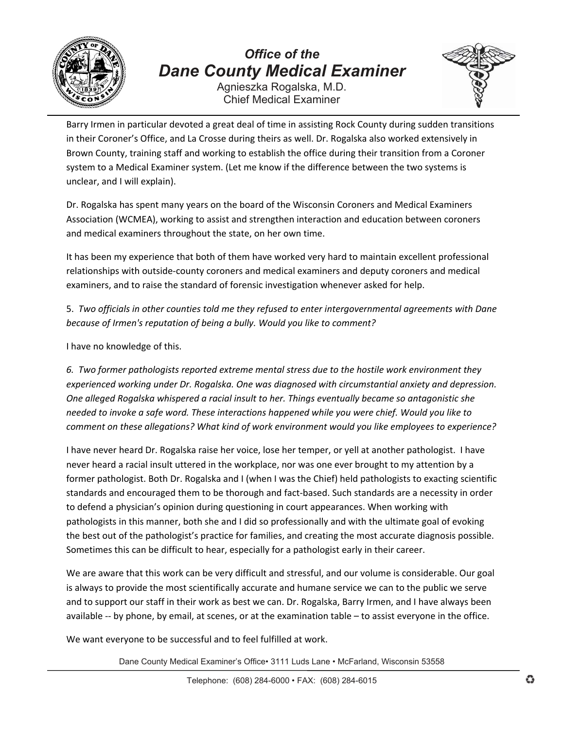Barry Irmen in particular devoted a great deal of time in assisting Rock County during sudden transitions in their Coroner's Office, and La Crosse during theirs as well. Dr. Rogalska also worked extensively in Brown County, training staff and working to establish the office during their transition from a Coroner system to a Medical Examiner system. (Let me know if the difference between the two systems is unclear, and I will explain).

Dr. Rogalska has spent many years on the board of the Wisconsin Coroners and Medical Examiners Association (WCMEA), working to assist and strengthen interaction and education between coroners and medical examiners throughout the state, on her own time.

It has been my experience that both of them have worked very hard to maintain excellent professional relationships with outside-county coroners and medical examiners and deputy coroners and medical examiners, and to raise the standard of forensic investigation whenever asked for help.

5. *Two officials in other counties told me they refused to enter intergovernmental agreements with Dane because of Irmen's reputation of being a bully. Would you like to comment?*

I have no knowledge of this.

6. *Two former pathologists reported extreme mental stress due to the hostile work environment they experienced working under Dr. Rogalska. One was diagnosed with circumstantial anxiety and depression. One alleged Rogalska whispered a racial insult to her. Things eventually became so antagonistic she needed to invoke a safe word. These interactions happened while you were chief. Would you like to comment on these allegations? What kind of work environment would you like employees to experience?*

I have never heard Dr. Rogalska raise her voice, lose her temper, or yell at another pathologist. I have never heard a racial insult uttered in the workplace, nor was one ever brought to my attention by a former pathologist. Both Dr. Rogalska and I (when I was the Chief) held pathologists to exacting scientific standards and encouraged them to be thorough and fact-based. Such standards are a necessity in order to defend a physician's opinion during questioning in court appearances. When working with pathologists in this manner, both she and I did so professionally and with the ultimate goal of evoking the best out of the pathologist's practice for families, and creating the most accurate diagnosis possible. Sometimes this can be difficult to hear, especially for a pathologist early in their career.

We are aware that this work can be very difficult and stressful, and our volume is considerable. Our goal is always to provide the most scientifically accurate and humane service we can to the public we serve and to support our staff in their work as best we can. Dr. Rogalska, Barry Irmen, and I have always been available -- by phone, by email, at scenes, or at the examination table – to assist everyone in the office.

We want everyone to be successful and to feel fulfilled at work.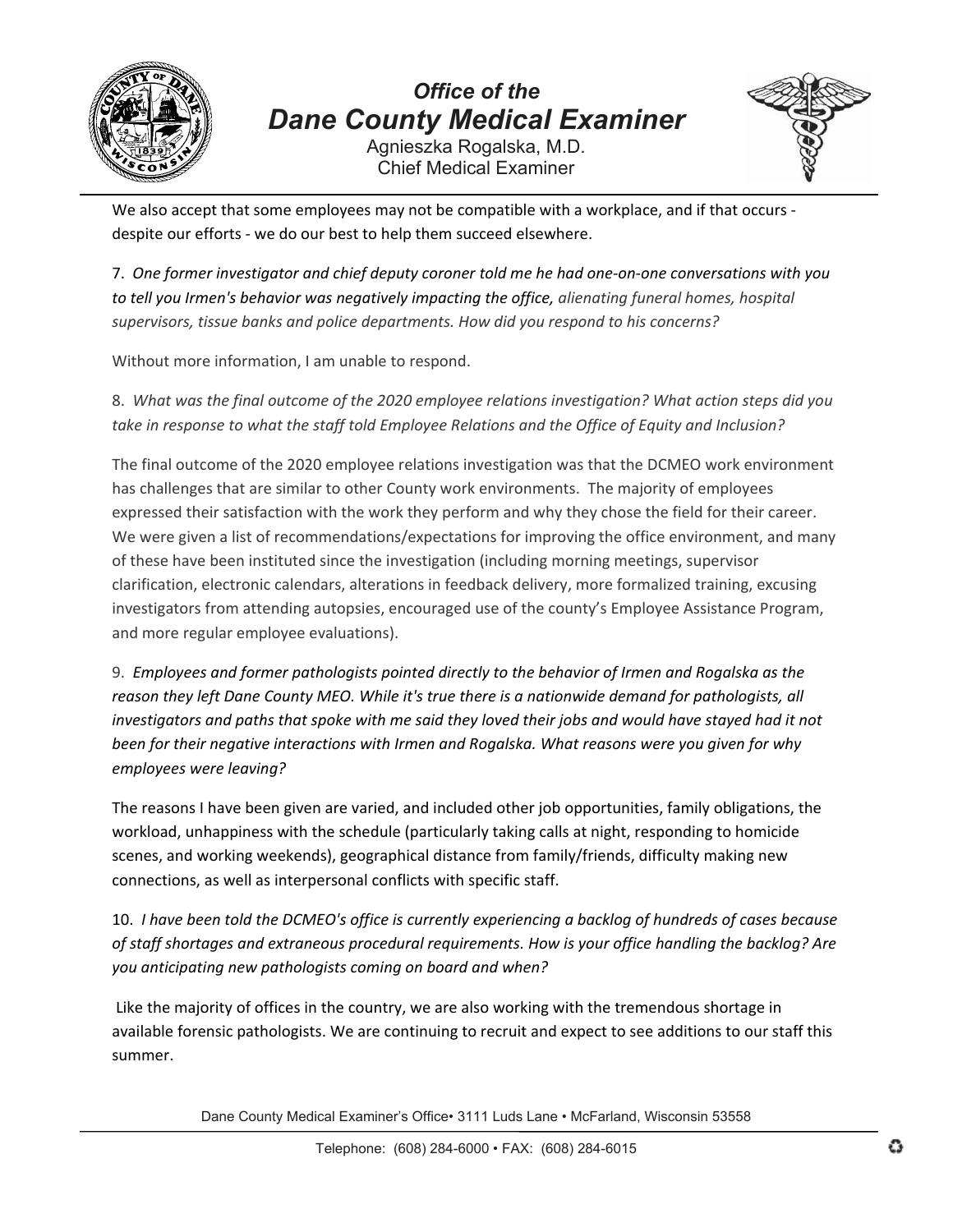We also accept that some employees may not be compatible with a workplace, and if that occurs - despite our efforts - we do our best to help them succeed elsewhere.

7. *One former investigator and chief deputy coroner told me he had one-on-one conversations with you to tell you Irmen's behavior was negatively impacting the office, alienating funeral homes, hospital supervisors, tissue banks and police departments. How did you respond to his concerns?*

Without more information, I am unable to respond.

8. *What was the final outcome of the 2020 employee relations investigation? What action steps did you take in response to what the staff told Employee Relations and the Office of Equity and Inclusion?*

The final outcome of the 2020 employee relations investigation was that the DCMEO work environment has challenges that are similar to other County work environments. The majority of employees expressed their satisfaction with the work they perform and why they chose the field for their career. We were given a list of recommendations/expectations for improving the office environment, and many of these have been instituted since the investigation (including morning meetings, supervisor clarification, electronic calendars, alterations in feedback delivery, more formalized training, excusing investigators from attending autopsies, encouraged use of the county's Employee Assistance Program, and more regular employee evaluations).

9. *Employees and former pathologists pointed directly to the behavior of Irmen and Rogalska as the reason they left Dane County MEO. While it's true there is a nationwide demand for pathologists, all investigators and paths that spoke with me said they loved their jobs and would have stayed had it not been for their negative interactions with Irmen and Rogalska. What reasons were you given for why employees were leaving?*

The reasons I have been given are varied, and included other job opportunities, family obligations, the workload, unhappiness with the schedule (particularly taking calls at night, responding to homicide scenes, and working weekends), geographical distance from family/friends, difficulty making new connections, as well as interpersonal conflicts with specific staff.

10. *I have been told the DCMEO's office is currently experiencing a backlog of hundreds of cases because of staff shortages and extraneous procedural requirements. How is your office handling the backlog? Are you anticipating new pathologists coming on board and when?*

Like the majority of offices in the country, we are also working with the tremendous shortage in available forensic pathologists. We are continuing to recruit and expect to see additions to our staff this summer.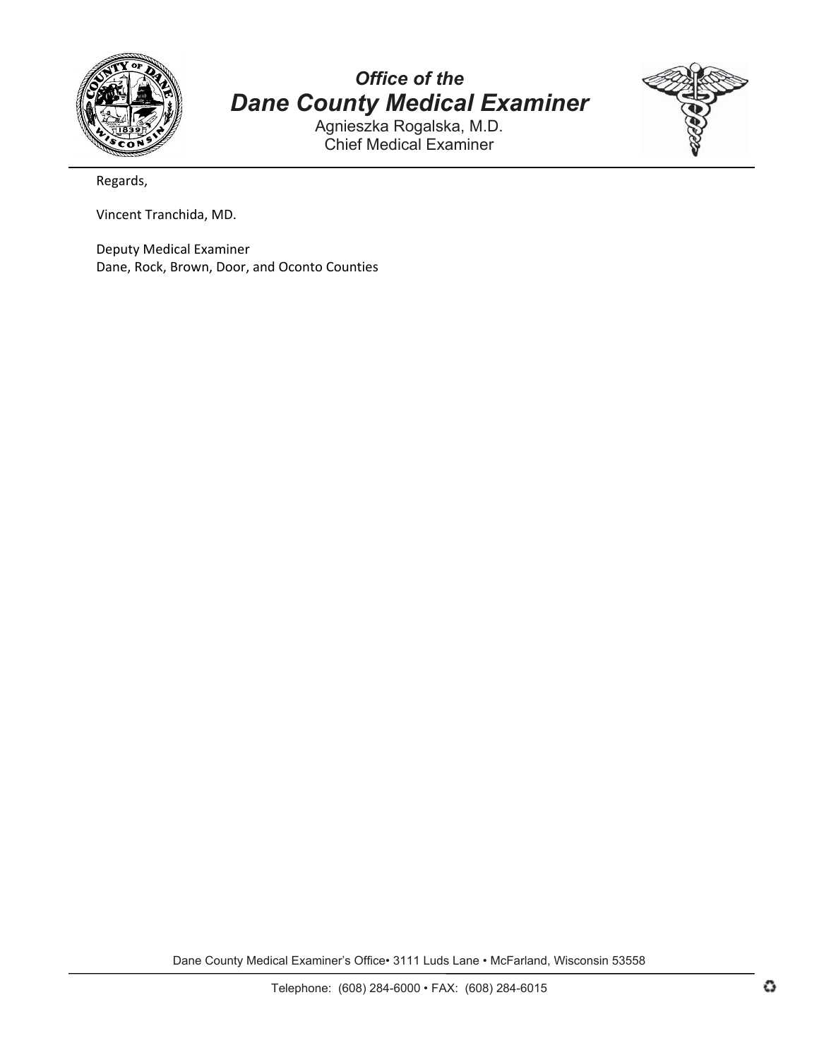Regards,

Vincent Tranchida, MD.

Deputy Medical Examiner
Dane, Rock, Brown, Door, and Oconto Counties